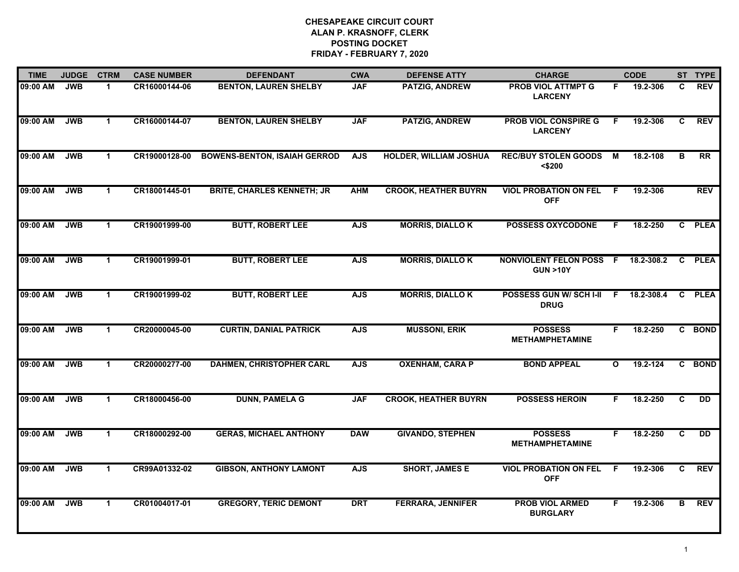# CHESAPEAKE CIRCUIT COURT
## ALAN P. KRASNOFF, CLERK
## POSTING DOCKET
## FRIDAY - FEBRUARY 7, 2020

| TIME | JUDGE | CTRM | CASE NUMBER | DEFENDANT | CWA | DEFENSE ATTY | CHARGE | | CODE | ST | TYPE |
|---|---|---|---|---|---|---|---|---|---|---|---|
| 09:00 AM | JWB | 1 | CR16000144-06 | BENTON, LAUREN SHELBY | JAF | PATZIG, ANDREW | PROB VIOL ATTMPT G LARCENY | F | 19.2-306 | C | REV |
| 09:00 AM | JWB | 1 | CR16000144-07 | BENTON, LAUREN SHELBY | JAF | PATZIG, ANDREW | PROB VIOL CONSPIRE G LARCENY | F | 19.2-306 | C | REV |
| 09:00 AM | JWB | 1 | CR19000128-00 | BOWENS-BENTON, ISAIAH GERROD | AJS | HOLDER, WILLIAM JOSHUA | REC/BUY STOLEN GOODS <$200 | M | 18.2-108 | B | RR |
| 09:00 AM | JWB | 1 | CR18001445-01 | BRITE, CHARLES KENNETH; JR | AHM | CROOK, HEATHER BUYRN | VIOL PROBATION ON FEL OFF | F | 19.2-306 | | REV |
| 09:00 AM | JWB | 1 | CR19001999-00 | BUTT, ROBERT LEE | AJS | MORRIS, DIALLO K | POSSESS OXYCODONE | F | 18.2-250 | C | PLEA |
| 09:00 AM | JWB | 1 | CR19001999-01 | BUTT, ROBERT LEE | AJS | MORRIS, DIALLO K | NONVIOLENT FELON POSS GUN >10Y | F | 18.2-308.2 | C | PLEA |
| 09:00 AM | JWB | 1 | CR19001999-02 | BUTT, ROBERT LEE | AJS | MORRIS, DIALLO K | POSSESS GUN W/ SCH I-II DRUG | F | 18.2-308.4 | C | PLEA |
| 09:00 AM | JWB | 1 | CR20000045-00 | CURTIN, DANIAL PATRICK | AJS | MUSSONI, ERIK | POSSESS METHAMPHETAMINE | F | 18.2-250 | C | BOND |
| 09:00 AM | JWB | 1 | CR20000277-00 | DAHMEN, CHRISTOPHER CARL | AJS | OXENHAM, CARA P | BOND APPEAL | O | 19.2-124 | C | BOND |
| 09:00 AM | JWB | 1 | CR18000456-00 | DUNN, PAMELA G | JAF | CROOK, HEATHER BUYRN | POSSESS HEROIN | F | 18.2-250 | C | DD |
| 09:00 AM | JWB | 1 | CR18000292-00 | GERAS, MICHAEL ANTHONY | DAW | GIVANDO, STEPHEN | POSSESS METHAMPHETAMINE | F | 18.2-250 | C | DD |
| 09:00 AM | JWB | 1 | CR99A01332-02 | GIBSON, ANTHONY LAMONT | AJS | SHORT, JAMES E | VIOL PROBATION ON FEL OFF | F | 19.2-306 | C | REV |
| 09:00 AM | JWB | 1 | CR01004017-01 | GREGORY, TERIC DEMONT | DRT | FERRARA, JENNIFER | PROB VIOL ARMED BURGLARY | F | 19.2-306 | B | REV |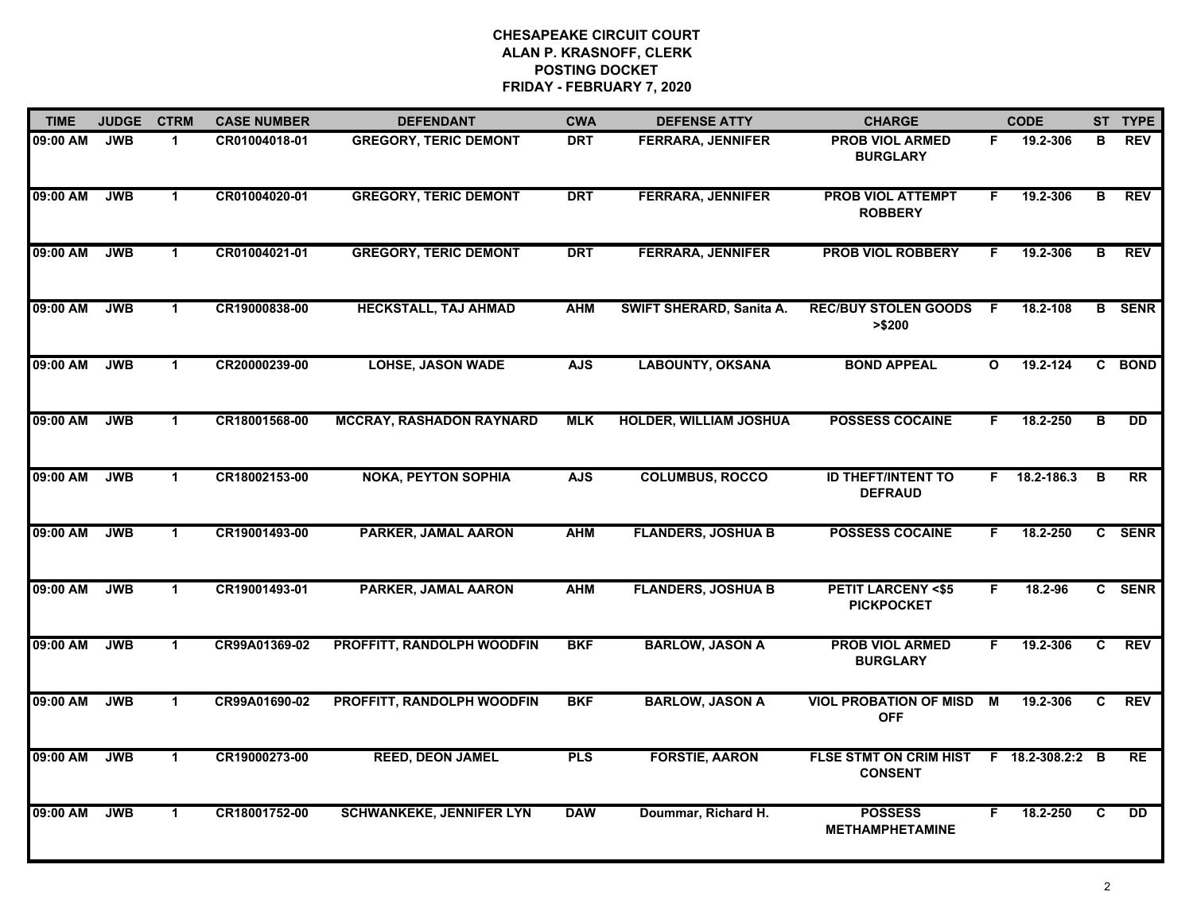**CHESAPEAKE CIRCUIT COURT**
**ALAN P. KRASNOFF, CLERK**
**POSTING DOCKET**
**FRIDAY - FEBRUARY 7, 2020**

| TIME | JUDGE | CTRM | CASE NUMBER | DEFENDANT | CWA | DEFENSE ATTY | CHARGE | | CODE | ST | TYPE |
|---|---|---|---|---|---|---|---|---|---|---|---|
| 09:00 AM | JWB | 1 | CR01004018-01 | GREGORY, TERIC DEMONT | DRT | FERRARA, JENNIFER | PROB VIOL ARMED BURGLARY | F | 19.2-306 | B | REV |
| 09:00 AM | JWB | 1 | CR01004020-01 | GREGORY, TERIC DEMONT | DRT | FERRARA, JENNIFER | PROB VIOL ATTEMPT ROBBERY | F | 19.2-306 | B | REV |
| 09:00 AM | JWB | 1 | CR01004021-01 | GREGORY, TERIC DEMONT | DRT | FERRARA, JENNIFER | PROB VIOL ROBBERY | F | 19.2-306 | B | REV |
| 09:00 AM | JWB | 1 | CR19000838-00 | HECKSTALL, TAJ AHMAD | AHM | SWIFT SHERARD, Sanita A. | REC/BUY STOLEN GOODS >$200 | F | 18.2-108 | B | SENR |
| 09:00 AM | JWB | 1 | CR20000239-00 | LOHSE, JASON WADE | AJS | LABOUNTY, OKSANA | BOND APPEAL | O | 19.2-124 | C | BOND |
| 09:00 AM | JWB | 1 | CR18001568-00 | MCCRAY, RASHADON RAYNARD | MLK | HOLDER, WILLIAM JOSHUA | POSSESS COCAINE | F | 18.2-250 | B | DD |
| 09:00 AM | JWB | 1 | CR18002153-00 | NOKA, PEYTON SOPHIA | AJS | COLUMBUS, ROCCO | ID THEFT/INTENT TO DEFRAUD | F | 18.2-186.3 | B | RR |
| 09:00 AM | JWB | 1 | CR19001493-00 | PARKER, JAMAL AARON | AHM | FLANDERS, JOSHUA B | POSSESS COCAINE | F | 18.2-250 | C | SENR |
| 09:00 AM | JWB | 1 | CR19001493-01 | PARKER, JAMAL AARON | AHM | FLANDERS, JOSHUA B | PETIT LARCENY <$5 PICKPOCKET | F | 18.2-96 | C | SENR |
| 09:00 AM | JWB | 1 | CR99A01369-02 | PROFFITT, RANDOLPH WOODFIN | BKF | BARLOW, JASON A | PROB VIOL ARMED BURGLARY | F | 19.2-306 | C | REV |
| 09:00 AM | JWB | 1 | CR99A01690-02 | PROFFITT, RANDOLPH WOODFIN | BKF | BARLOW, JASON A | VIOL PROBATION OF MISD OFF | M | 19.2-306 | C | REV |
| 09:00 AM | JWB | 1 | CR19000273-00 | REED, DEON JAMEL | PLS | FORSTIE, AARON | FLSE STMT ON CRIM HIST CONSENT | F | 18.2-308.2:2 | B | RE |
| 09:00 AM | JWB | 1 | CR18001752-00 | SCHWANKEKE, JENNIFER LYN | DAW | Doummar, Richard H. | POSSESS METHAMPHETAMINE | F | 18.2-250 | C | DD |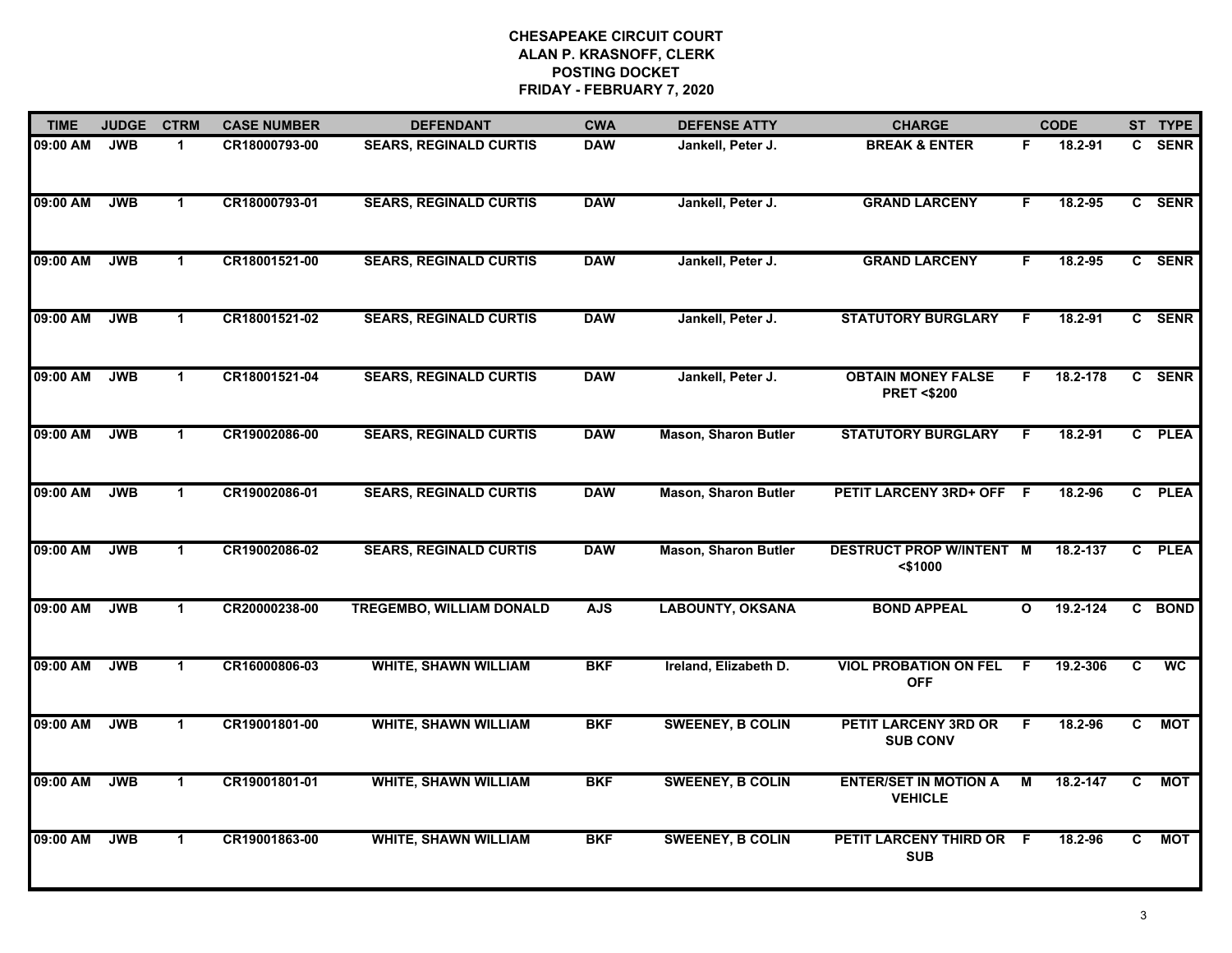# CHESAPEAKE CIRCUIT COURT
## ALAN P. KRASNOFF, CLERK
## POSTING DOCKET
## FRIDAY - FEBRUARY 7, 2020

| TIME | JUDGE | CTRM | CASE NUMBER | DEFENDANT | CWA | DEFENSE ATTY | CHARGE | | CODE | ST | TYPE |
|---|---|---|---|---|---|---|---|---|---|---|---|
| 09:00 AM | JWB | 1 | CR18000793-00 | SEARS, REGINALD CURTIS | DAW | Jankell, Peter J. | BREAK & ENTER | F | 18.2-91 | C | SENR |
| 09:00 AM | JWB | 1 | CR18000793-01 | SEARS, REGINALD CURTIS | DAW | Jankell, Peter J. | GRAND LARCENY | F | 18.2-95 | C | SENR |
| 09:00 AM | JWB | 1 | CR18001521-00 | SEARS, REGINALD CURTIS | DAW | Jankell, Peter J. | GRAND LARCENY | F | 18.2-95 | C | SENR |
| 09:00 AM | JWB | 1 | CR18001521-02 | SEARS, REGINALD CURTIS | DAW | Jankell, Peter J. | STATUTORY BURGLARY | F | 18.2-91 | C | SENR |
| 09:00 AM | JWB | 1 | CR18001521-04 | SEARS, REGINALD CURTIS | DAW | Jankell, Peter J. | OBTAIN MONEY FALSE PRET <$200 | F | 18.2-178 | C | SENR |
| 09:00 AM | JWB | 1 | CR19002086-00 | SEARS, REGINALD CURTIS | DAW | Mason, Sharon Butler | STATUTORY BURGLARY | F | 18.2-91 | C | PLEA |
| 09:00 AM | JWB | 1 | CR19002086-01 | SEARS, REGINALD CURTIS | DAW | Mason, Sharon Butler | PETIT LARCENY 3RD+ OFF | F | 18.2-96 | C | PLEA |
| 09:00 AM | JWB | 1 | CR19002086-02 | SEARS, REGINALD CURTIS | DAW | Mason, Sharon Butler | DESTRUCT PROP W/INTENT <$1000 | M | 18.2-137 | C | PLEA |
| 09:00 AM | JWB | 1 | CR20000238-00 | TREGEMBO, WILLIAM DONALD | AJS | LABOUNTY, OKSANA | BOND APPEAL | O | 19.2-124 | C | BOND |
| 09:00 AM | JWB | 1 | CR16000806-03 | WHITE, SHAWN WILLIAM | BKF | Ireland, Elizabeth D. | VIOL PROBATION ON FEL OFF | F | 19.2-306 | C | WC |
| 09:00 AM | JWB | 1 | CR19001801-00 | WHITE, SHAWN WILLIAM | BKF | SWEENEY, B COLIN | PETIT LARCENY 3RD OR SUB CONV | F | 18.2-96 | C | MOT |
| 09:00 AM | JWB | 1 | CR19001801-01 | WHITE, SHAWN WILLIAM | BKF | SWEENEY, B COLIN | ENTER/SET IN MOTION A VEHICLE | M | 18.2-147 | C | MOT |
| 09:00 AM | JWB | 1 | CR19001863-00 | WHITE, SHAWN WILLIAM | BKF | SWEENEY, B COLIN | PETIT LARCENY THIRD OR SUB | F | 18.2-96 | C | MOT |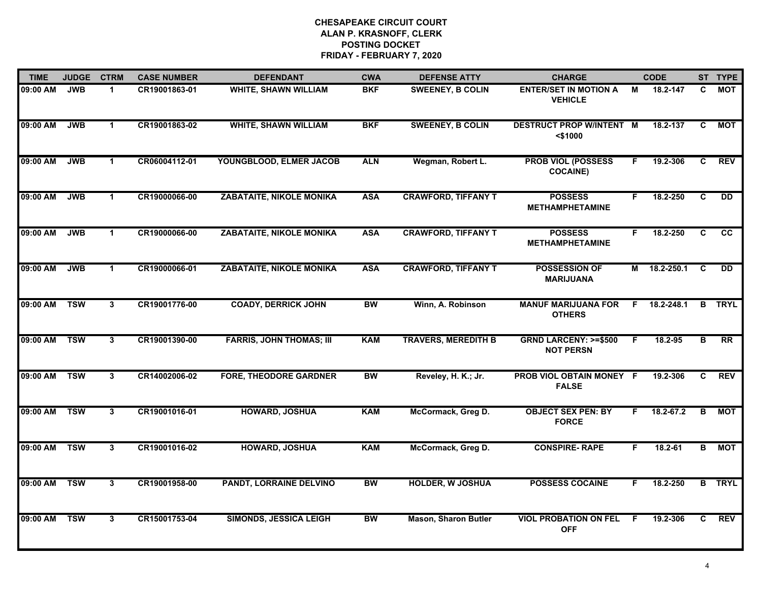**CHESAPEAKE CIRCUIT COURT**
**ALAN P. KRASNOFF, CLERK**
**POSTING DOCKET**
**FRIDAY - FEBRUARY 7, 2020**

| TIME | JUDGE | CTRM | CASE NUMBER | DEFENDANT | CWA | DEFENSE ATTY | CHARGE | | CODE | ST | TYPE |
|---|---|---|---|---|---|---|---|---|---|---|---|
| 09:00 AM | JWB | 1 | CR19001863-01 | WHITE, SHAWN WILLIAM | BKF | SWEENEY, B COLIN | ENTER/SET IN MOTION A VEHICLE | M | 18.2-147 | C | MOT |
| 09:00 AM | JWB | 1 | CR19001863-02 | WHITE, SHAWN WILLIAM | BKF | SWEENEY, B COLIN | DESTRUCT PROP W/INTENT <$1000 | M | 18.2-137 | C | MOT |
| 09:00 AM | JWB | 1 | CR06004112-01 | YOUNGBLOOD, ELMER JACOB | ALN | Wegman, Robert L. | PROB VIOL (POSSESS COCAINE) | F | 19.2-306 | C | REV |
| 09:00 AM | JWB | 1 | CR19000066-00 | ZABATAITE, NIKOLE MONIKA | ASA | CRAWFORD, TIFFANY T | POSSESS METHAMPHETAMINE | F | 18.2-250 | C | DD |
| 09:00 AM | JWB | 1 | CR19000066-00 | ZABATAITE, NIKOLE MONIKA | ASA | CRAWFORD, TIFFANY T | POSSESS METHAMPHETAMINE | F | 18.2-250 | C | CC |
| 09:00 AM | JWB | 1 | CR19000066-01 | ZABATAITE, NIKOLE MONIKA | ASA | CRAWFORD, TIFFANY T | POSSESSION OF MARIJUANA | M | 18.2-250.1 | C | DD |
| 09:00 AM | TSW | 3 | CR19001776-00 | COADY, DERRICK JOHN | BW | Winn, A. Robinson | MANUF MARIJUANA FOR OTHERS | F | 18.2-248.1 | B | TRYL |
| 09:00 AM | TSW | 3 | CR19001390-00 | FARRIS, JOHN THOMAS; III | KAM | TRAVERS, MEREDITH B | GRND LARCENY: >=$500 NOT PERSN | F | 18.2-95 | B | RR |
| 09:00 AM | TSW | 3 | CR14002006-02 | FORE, THEODORE GARDNER | BW | Reveley, H. K.; Jr. | PROB VIOL OBTAIN MONEY FALSE | F | 19.2-306 | C | REV |
| 09:00 AM | TSW | 3 | CR19001016-01 | HOWARD, JOSHUA | KAM | McCormack, Greg D. | OBJECT SEX PEN: BY FORCE | F | 18.2-67.2 | B | MOT |
| 09:00 AM | TSW | 3 | CR19001016-02 | HOWARD, JOSHUA | KAM | McCormack, Greg D. | CONSPIRE- RAPE | F | 18.2-61 | B | MOT |
| 09:00 AM | TSW | 3 | CR19001958-00 | PANDT, LORRAINE DELVINO | BW | HOLDER, W JOSHUA | POSSESS COCAINE | F | 18.2-250 | B | TRYL |
| 09:00 AM | TSW | 3 | CR15001753-04 | SIMONDS, JESSICA LEIGH | BW | Mason, Sharon Butler | VIOL PROBATION ON FEL OFF | F | 19.2-306 | C | REV |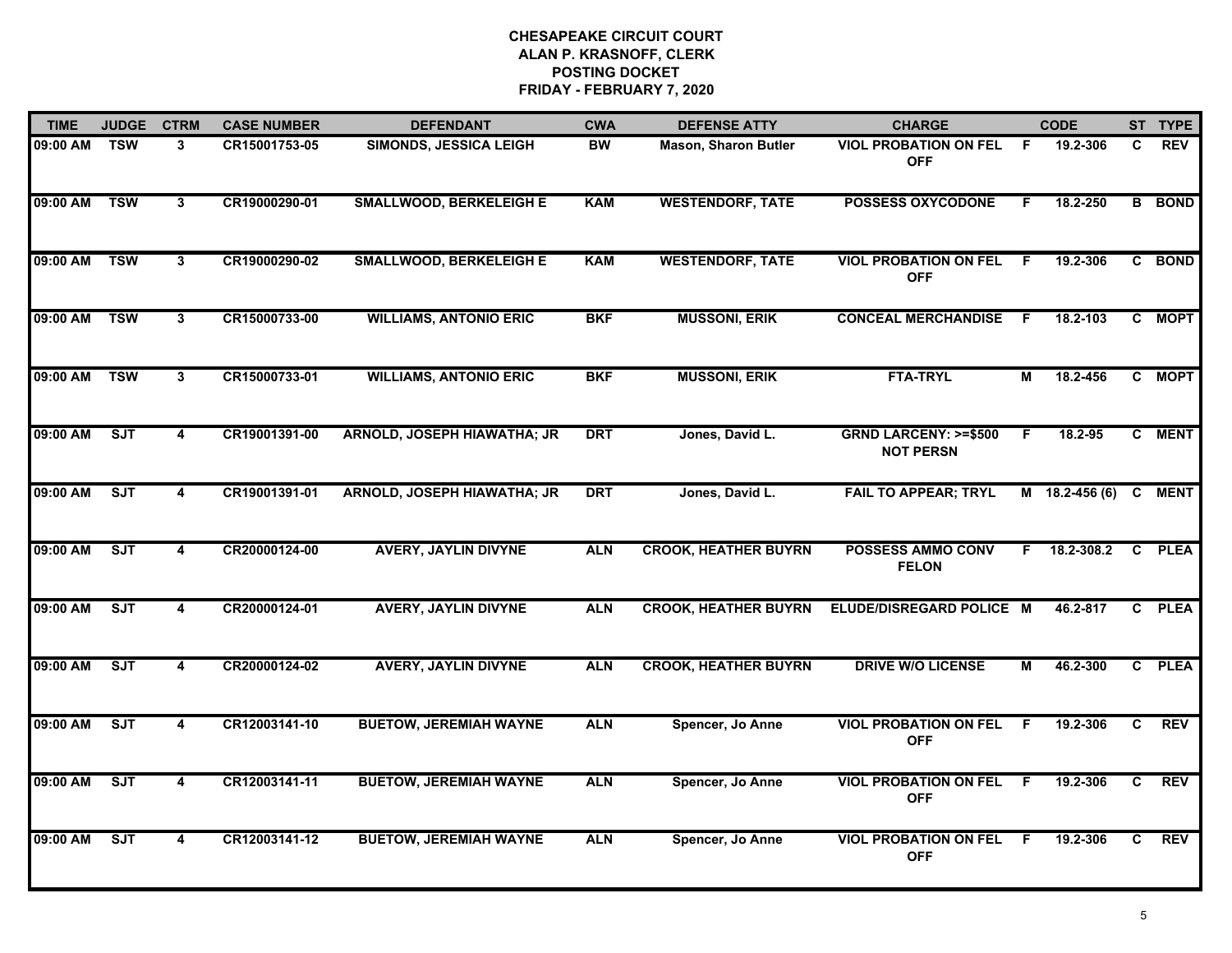# CHESAPEAKE CIRCUIT COURT
## ALAN P. KRASNOFF, CLERK
## POSTING DOCKET
## FRIDAY - FEBRUARY 7, 2020

| TIME | JUDGE | CTRM | CASE NUMBER | DEFENDANT | CWA | DEFENSE ATTY | CHARGE | | CODE | ST | TYPE |
|---|---|---|---|---|---|---|---|---|---|---|---|
| 09:00 AM | TSW | 3 | CR15001753-05 | SIMONDS, JESSICA LEIGH | BW | Mason, Sharon Butler | VIOL PROBATION ON FEL OFF | F | 19.2-306 | C | REV |
| 09:00 AM | TSW | 3 | CR19000290-01 | SMALLWOOD, BERKELEIGH E | KAM | WESTENDORF, TATE | POSSESS OXYCODONE | F | 18.2-250 | B | BOND |
| 09:00 AM | TSW | 3 | CR19000290-02 | SMALLWOOD, BERKELEIGH E | KAM | WESTENDORF, TATE | VIOL PROBATION ON FEL OFF | F | 19.2-306 | C | BOND |
| 09:00 AM | TSW | 3 | CR15000733-00 | WILLIAMS, ANTONIO ERIC | BKF | MUSSONI, ERIK | CONCEAL MERCHANDISE | F | 18.2-103 | C | MOPT |
| 09:00 AM | TSW | 3 | CR15000733-01 | WILLIAMS, ANTONIO ERIC | BKF | MUSSONI, ERIK | FTA-TRYL | M | 18.2-456 | C | MOPT |
| 09:00 AM | SJT | 4 | CR19001391-00 | ARNOLD, JOSEPH HIAWATHA; JR | DRT | Jones, David L. | GRND LARCENY: >=$500 NOT PERSN | F | 18.2-95 | C | MENT |
| 09:00 AM | SJT | 4 | CR19001391-01 | ARNOLD, JOSEPH HIAWATHA; JR | DRT | Jones, David L. | FAIL TO APPEAR; TRYL | M | 18.2-456 (6) | C | MENT |
| 09:00 AM | SJT | 4 | CR20000124-00 | AVERY, JAYLIN DIVYNE | ALN | CROOK, HEATHER BUYRN | POSSESS AMMO CONV FELON | F | 18.2-308.2 | C | PLEA |
| 09:00 AM | SJT | 4 | CR20000124-01 | AVERY, JAYLIN DIVYNE | ALN | CROOK, HEATHER BUYRN | ELUDE/DISREGARD POLICE | M | 46.2-817 | C | PLEA |
| 09:00 AM | SJT | 4 | CR20000124-02 | AVERY, JAYLIN DIVYNE | ALN | CROOK, HEATHER BUYRN | DRIVE W/O LICENSE | M | 46.2-300 | C | PLEA |
| 09:00 AM | SJT | 4 | CR12003141-10 | BUETOW, JEREMIAH WAYNE | ALN | Spencer, Jo Anne | VIOL PROBATION ON FEL OFF | F | 19.2-306 | C | REV |
| 09:00 AM | SJT | 4 | CR12003141-11 | BUETOW, JEREMIAH WAYNE | ALN | Spencer, Jo Anne | VIOL PROBATION ON FEL OFF | F | 19.2-306 | C | REV |
| 09:00 AM | SJT | 4 | CR12003141-12 | BUETOW, JEREMIAH WAYNE | ALN | Spencer, Jo Anne | VIOL PROBATION ON FEL OFF | F | 19.2-306 | C | REV |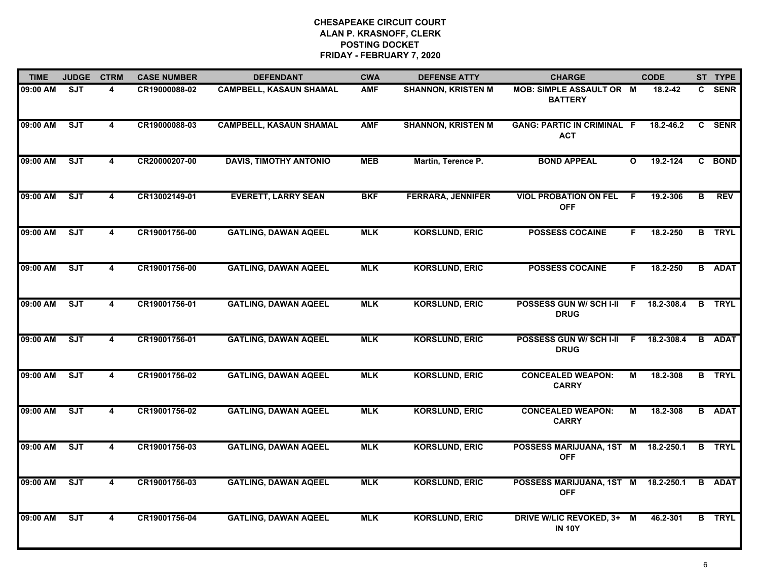**CHESAPEAKE CIRCUIT COURT**
**ALAN P. KRASNOFF, CLERK**
**POSTING DOCKET**
**FRIDAY - FEBRUARY 7, 2020**

| TIME | JUDGE | CTRM | CASE NUMBER | DEFENDANT | CWA | DEFENSE ATTY | CHARGE | | CODE | ST | TYPE |
|---|---|---|---|---|---|---|---|---|---|---|---|
| 09:00 AM | SJT | 4 | CR19000088-02 | CAMPBELL, KASAUN SHAMAL | AMF | SHANNON, KRISTEN M | MOB: SIMPLE ASSAULT OR BATTERY | M | 18.2-42 | C | SENR |
| 09:00 AM | SJT | 4 | CR19000088-03 | CAMPBELL, KASAUN SHAMAL | AMF | SHANNON, KRISTEN M | GANG: PARTIC IN CRIMINAL ACT | F | 18.2-46.2 | C | SENR |
| 09:00 AM | SJT | 4 | CR20000207-00 | DAVIS, TIMOTHY ANTONIO | MEB | Martin, Terence P. | BOND APPEAL | O | 19.2-124 | C | BOND |
| 09:00 AM | SJT | 4 | CR13002149-01 | EVERETT, LARRY SEAN | BKF | FERRARA, JENNIFER | VIOL PROBATION ON FEL OFF | F | 19.2-306 | B | REV |
| 09:00 AM | SJT | 4 | CR19001756-00 | GATLING, DAWAN AQEEL | MLK | KORSLUND, ERIC | POSSESS COCAINE | F | 18.2-250 | B | TRYL |
| 09:00 AM | SJT | 4 | CR19001756-00 | GATLING, DAWAN AQEEL | MLK | KORSLUND, ERIC | POSSESS COCAINE | F | 18.2-250 | B | ADAT |
| 09:00 AM | SJT | 4 | CR19001756-01 | GATLING, DAWAN AQEEL | MLK | KORSLUND, ERIC | POSSESS GUN W/ SCH I-II DRUG | F | 18.2-308.4 | B | TRYL |
| 09:00 AM | SJT | 4 | CR19001756-01 | GATLING, DAWAN AQEEL | MLK | KORSLUND, ERIC | POSSESS GUN W/ SCH I-II DRUG | F | 18.2-308.4 | B | ADAT |
| 09:00 AM | SJT | 4 | CR19001756-02 | GATLING, DAWAN AQEEL | MLK | KORSLUND, ERIC | CONCEALED WEAPON: CARRY | M | 18.2-308 | B | TRYL |
| 09:00 AM | SJT | 4 | CR19001756-02 | GATLING, DAWAN AQEEL | MLK | KORSLUND, ERIC | CONCEALED WEAPON: CARRY | M | 18.2-308 | B | ADAT |
| 09:00 AM | SJT | 4 | CR19001756-03 | GATLING, DAWAN AQEEL | MLK | KORSLUND, ERIC | POSSESS MARIJUANA, 1ST OFF | M | 18.2-250.1 | B | TRYL |
| 09:00 AM | SJT | 4 | CR19001756-03 | GATLING, DAWAN AQEEL | MLK | KORSLUND, ERIC | POSSESS MARIJUANA, 1ST OFF | M | 18.2-250.1 | B | ADAT |
| 09:00 AM | SJT | 4 | CR19001756-04 | GATLING, DAWAN AQEEL | MLK | KORSLUND, ERIC | DRIVE W/LIC REVOKED, 3+ IN 10Y | M | 46.2-301 | B | TRYL |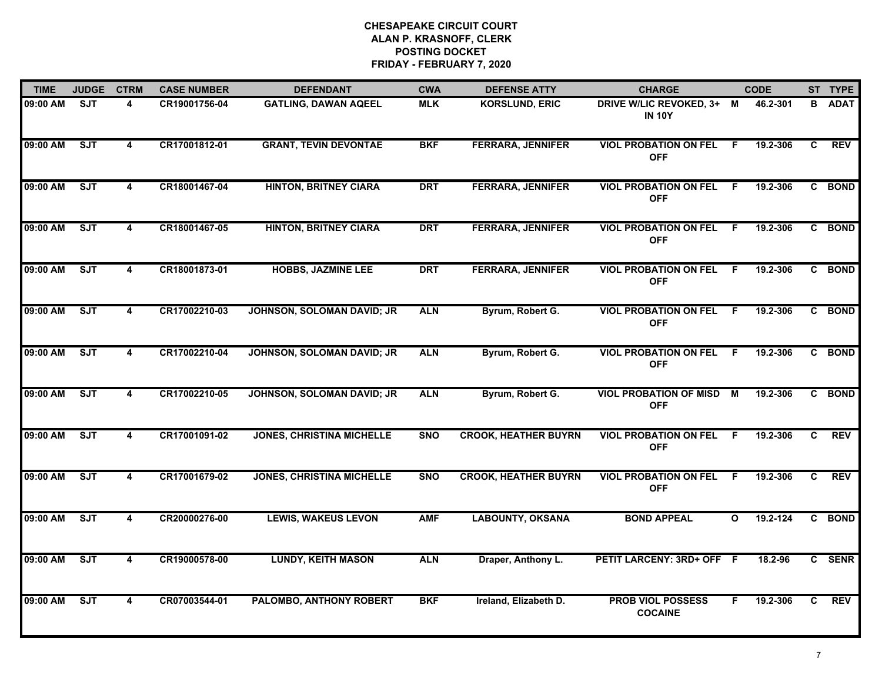**CHESAPEAKE CIRCUIT COURT**
**ALAN P. KRASNOFF, CLERK**
**POSTING DOCKET**
**FRIDAY - FEBRUARY 7, 2020**

| TIME | JUDGE | CTRM | CASE NUMBER | DEFENDANT | CWA | DEFENSE ATTY | CHARGE | | CODE | ST | TYPE |
|---|---|---|---|---|---|---|---|---|---|---|---|
| 09:00 AM | SJT | 4 | CR19001756-04 | GATLING, DAWAN AQEEL | MLK | KORSLUND, ERIC | DRIVE W/LIC REVOKED, 3+ IN 10Y | M | 46.2-301 | B | ADAT |
| 09:00 AM | SJT | 4 | CR17001812-01 | GRANT, TEVIN DEVONTAE | BKF | FERRARA, JENNIFER | VIOL PROBATION ON FEL OFF | F | 19.2-306 | C | REV |
| 09:00 AM | SJT | 4 | CR18001467-04 | HINTON, BRITNEY CIARA | DRT | FERRARA, JENNIFER | VIOL PROBATION ON FEL OFF | F | 19.2-306 | C | BOND |
| 09:00 AM | SJT | 4 | CR18001467-05 | HINTON, BRITNEY CIARA | DRT | FERRARA, JENNIFER | VIOL PROBATION ON FEL OFF | F | 19.2-306 | C | BOND |
| 09:00 AM | SJT | 4 | CR18001873-01 | HOBBS, JAZMINE LEE | DRT | FERRARA, JENNIFER | VIOL PROBATION ON FEL OFF | F | 19.2-306 | C | BOND |
| 09:00 AM | SJT | 4 | CR17002210-03 | JOHNSON, SOLOMAN DAVID; JR | ALN | Byrum, Robert G. | VIOL PROBATION ON FEL OFF | F | 19.2-306 | C | BOND |
| 09:00 AM | SJT | 4 | CR17002210-04 | JOHNSON, SOLOMAN DAVID; JR | ALN | Byrum, Robert G. | VIOL PROBATION ON FEL OFF | F | 19.2-306 | C | BOND |
| 09:00 AM | SJT | 4 | CR17002210-05 | JOHNSON, SOLOMAN DAVID; JR | ALN | Byrum, Robert G. | VIOL PROBATION OF MISD OFF | M | 19.2-306 | C | BOND |
| 09:00 AM | SJT | 4 | CR17001091-02 | JONES, CHRISTINA MICHELLE | SNO | CROOK, HEATHER BUYRN | VIOL PROBATION ON FEL OFF | F | 19.2-306 | C | REV |
| 09:00 AM | SJT | 4 | CR17001679-02 | JONES, CHRISTINA MICHELLE | SNO | CROOK, HEATHER BUYRN | VIOL PROBATION ON FEL OFF | F | 19.2-306 | C | REV |
| 09:00 AM | SJT | 4 | CR20000276-00 | LEWIS, WAKEUS LEVON | AMF | LABOUNTY, OKSANA | BOND APPEAL | O | 19.2-124 | C | BOND |
| 09:00 AM | SJT | 4 | CR19000578-00 | LUNDY, KEITH MASON | ALN | Draper, Anthony L. | PETIT LARCENY: 3RD+ OFF | F | 18.2-96 | C | SENR |
| 09:00 AM | SJT | 4 | CR07003544-01 | PALOMBO, ANTHONY ROBERT | BKF | Ireland, Elizabeth D. | PROB VIOL POSSESS COCAINE | F | 19.2-306 | C | REV |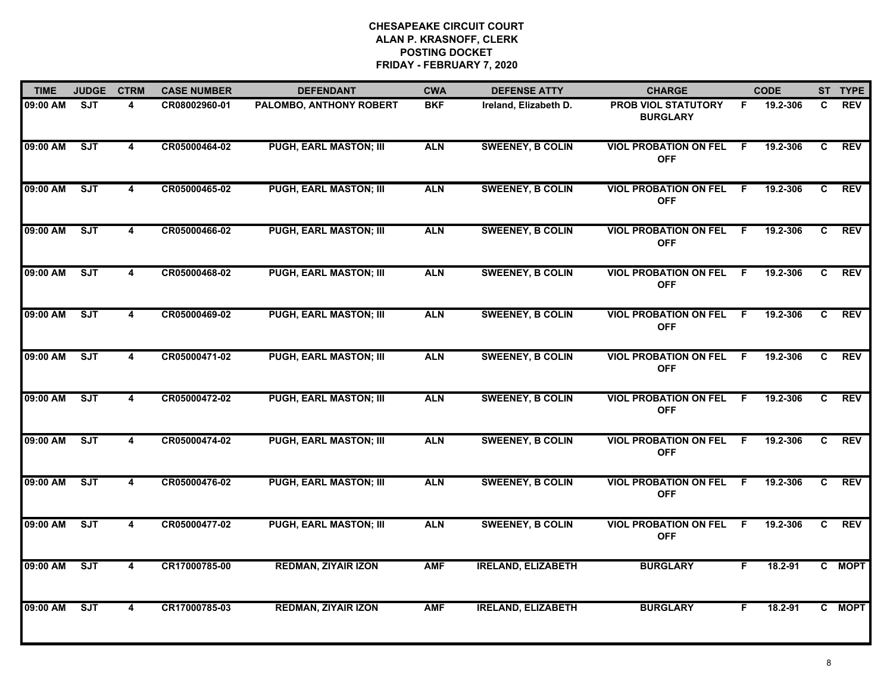**CHESAPEAKE CIRCUIT COURT**
**ALAN P. KRASNOFF, CLERK**
**POSTING DOCKET**
**FRIDAY - FEBRUARY 7, 2020**

| TIME | JUDGE | CTRM | CASE NUMBER | DEFENDANT | CWA | DEFENSE ATTY | CHARGE | | CODE | ST | TYPE |
|---|---|---|---|---|---|---|---|---|---|---|---|
| 09:00 AM | SJT | 4 | CR08002960-01 | PALOMBO, ANTHONY ROBERT | BKF | Ireland, Elizabeth D. | PROB VIOL STATUTORY BURGLARY | F | 19.2-306 | C | REV |
| 09:00 AM | SJT | 4 | CR05000464-02 | PUGH, EARL MASTON; III | ALN | SWEENEY, B COLIN | VIOL PROBATION ON FEL OFF | F | 19.2-306 | C | REV |
| 09:00 AM | SJT | 4 | CR05000465-02 | PUGH, EARL MASTON; III | ALN | SWEENEY, B COLIN | VIOL PROBATION ON FEL OFF | F | 19.2-306 | C | REV |
| 09:00 AM | SJT | 4 | CR05000466-02 | PUGH, EARL MASTON; III | ALN | SWEENEY, B COLIN | VIOL PROBATION ON FEL OFF | F | 19.2-306 | C | REV |
| 09:00 AM | SJT | 4 | CR05000468-02 | PUGH, EARL MASTON; III | ALN | SWEENEY, B COLIN | VIOL PROBATION ON FEL OFF | F | 19.2-306 | C | REV |
| 09:00 AM | SJT | 4 | CR05000469-02 | PUGH, EARL MASTON; III | ALN | SWEENEY, B COLIN | VIOL PROBATION ON FEL OFF | F | 19.2-306 | C | REV |
| 09:00 AM | SJT | 4 | CR05000471-02 | PUGH, EARL MASTON; III | ALN | SWEENEY, B COLIN | VIOL PROBATION ON FEL OFF | F | 19.2-306 | C | REV |
| 09:00 AM | SJT | 4 | CR05000472-02 | PUGH, EARL MASTON; III | ALN | SWEENEY, B COLIN | VIOL PROBATION ON FEL OFF | F | 19.2-306 | C | REV |
| 09:00 AM | SJT | 4 | CR05000474-02 | PUGH, EARL MASTON; III | ALN | SWEENEY, B COLIN | VIOL PROBATION ON FEL OFF | F | 19.2-306 | C | REV |
| 09:00 AM | SJT | 4 | CR05000476-02 | PUGH, EARL MASTON; III | ALN | SWEENEY, B COLIN | VIOL PROBATION ON FEL OFF | F | 19.2-306 | C | REV |
| 09:00 AM | SJT | 4 | CR05000477-02 | PUGH, EARL MASTON; III | ALN | SWEENEY, B COLIN | VIOL PROBATION ON FEL OFF | F | 19.2-306 | C | REV |
| 09:00 AM | SJT | 4 | CR17000785-00 | REDMAN, ZIYAIR IZON | AMF | IRELAND, ELIZABETH | BURGLARY | F | 18.2-91 | C | MOPT |
| 09:00 AM | SJT | 4 | CR17000785-03 | REDMAN, ZIYAIR IZON | AMF | IRELAND, ELIZABETH | BURGLARY | F | 18.2-91 | C | MOPT |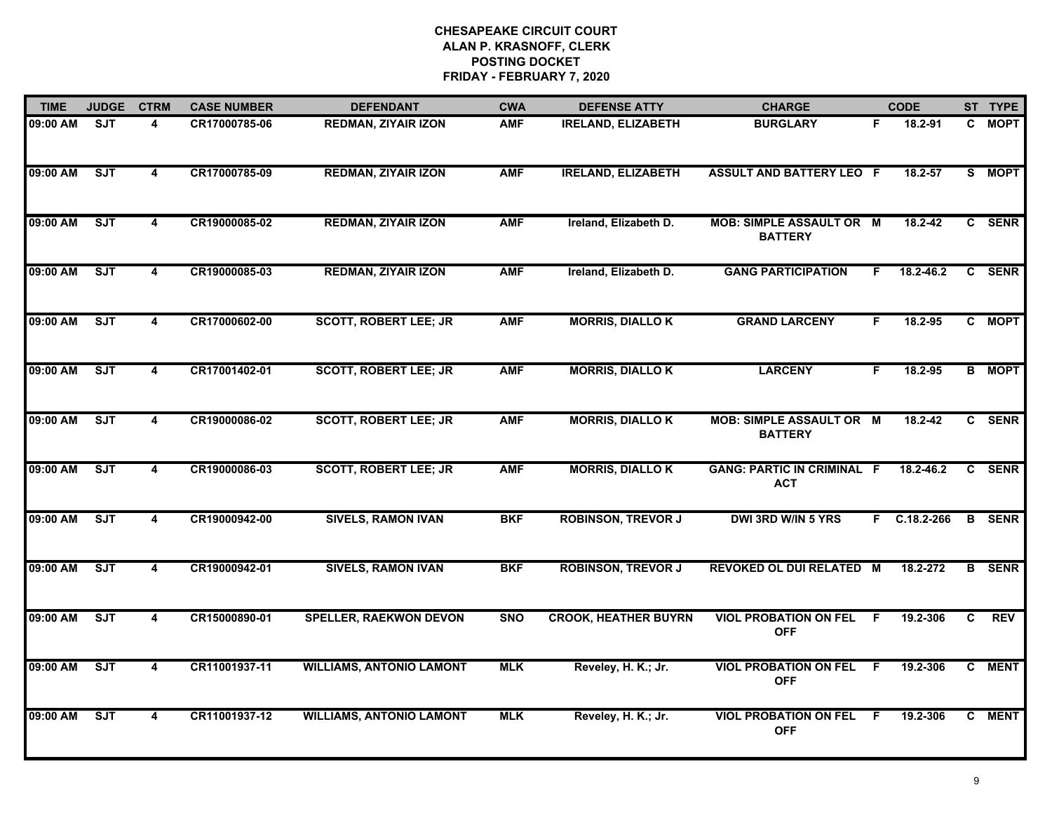# CHESAPEAKE CIRCUIT COURT
## ALAN P. KRASNOFF, CLERK
## POSTING DOCKET
## FRIDAY - FEBRUARY 7, 2020

| TIME | JUDGE | CTRM | CASE NUMBER | DEFENDANT | CWA | DEFENSE ATTY | CHARGE | | CODE | ST | TYPE |
|---|---|---|---|---|---|---|---|---|---|---|---|
| 09:00 AM | SJT | 4 | CR17000785-06 | REDMAN, ZIYAIR IZON | AMF | IRELAND, ELIZABETH | BURGLARY | F | 18.2-91 | C | MOPT |
| 09:00 AM | SJT | 4 | CR17000785-09 | REDMAN, ZIYAIR IZON | AMF | IRELAND, ELIZABETH | ASSULT AND BATTERY LEO | F | 18.2-57 | S | MOPT |
| 09:00 AM | SJT | 4 | CR19000085-02 | REDMAN, ZIYAIR IZON | AMF | Ireland, Elizabeth D. | MOB: SIMPLE ASSAULT OR BATTERY | M | 18.2-42 | C | SENR |
| 09:00 AM | SJT | 4 | CR19000085-03 | REDMAN, ZIYAIR IZON | AMF | Ireland, Elizabeth D. | GANG PARTICIPATION | F | 18.2-46.2 | C | SENR |
| 09:00 AM | SJT | 4 | CR17000602-00 | SCOTT, ROBERT LEE; JR | AMF | MORRIS, DIALLO K | GRAND LARCENY | F | 18.2-95 | C | MOPT |
| 09:00 AM | SJT | 4 | CR17001402-01 | SCOTT, ROBERT LEE; JR | AMF | MORRIS, DIALLO K | LARCENY | F | 18.2-95 | B | MOPT |
| 09:00 AM | SJT | 4 | CR19000086-02 | SCOTT, ROBERT LEE; JR | AMF | MORRIS, DIALLO K | MOB: SIMPLE ASSAULT OR BATTERY | M | 18.2-42 | C | SENR |
| 09:00 AM | SJT | 4 | CR19000086-03 | SCOTT, ROBERT LEE; JR | AMF | MORRIS, DIALLO K | GANG: PARTIC IN CRIMINAL ACT | F | 18.2-46.2 | C | SENR |
| 09:00 AM | SJT | 4 | CR19000942-00 | SIVELS, RAMON IVAN | BKF | ROBINSON, TREVOR J | DWI 3RD W/IN 5 YRS | F | C.18.2-266 | B | SENR |
| 09:00 AM | SJT | 4 | CR19000942-01 | SIVELS, RAMON IVAN | BKF | ROBINSON, TREVOR J | REVOKED OL DUI RELATED | M | 18.2-272 | B | SENR |
| 09:00 AM | SJT | 4 | CR15000890-01 | SPELLER, RAEKWON DEVON | SNO | CROOK, HEATHER BUYRN | VIOL PROBATION ON FEL OFF | F | 19.2-306 | C | REV |
| 09:00 AM | SJT | 4 | CR11001937-11 | WILLIAMS, ANTONIO LAMONT | MLK | Reveley, H. K.; Jr. | VIOL PROBATION ON FEL OFF | F | 19.2-306 | C | MENT |
| 09:00 AM | SJT | 4 | CR11001937-12 | WILLIAMS, ANTONIO LAMONT | MLK | Reveley, H. K.; Jr. | VIOL PROBATION ON FEL OFF | F | 19.2-306 | C | MENT |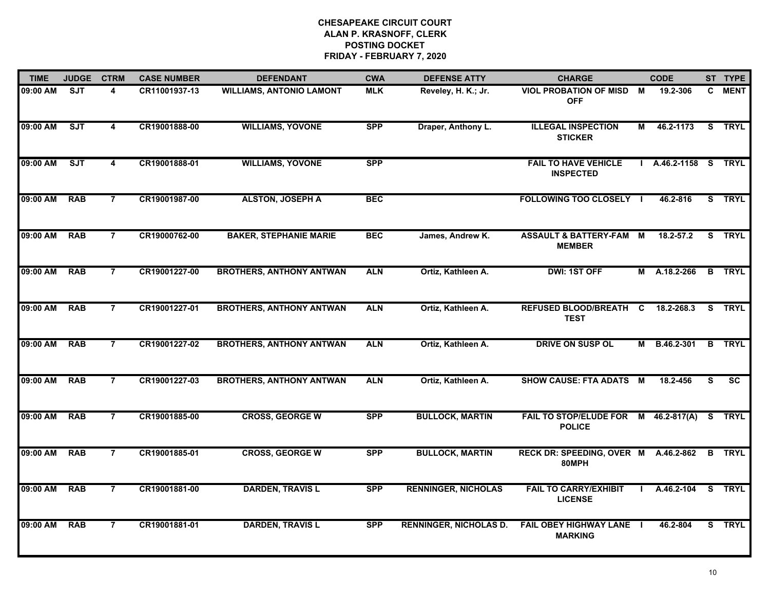# CHESAPEAKE CIRCUIT COURT
## ALAN P. KRASNOFF, CLERK
## POSTING DOCKET
## FRIDAY - FEBRUARY 7, 2020

| TIME | JUDGE | CTRM | CASE NUMBER | DEFENDANT | CWA | DEFENSE ATTY | CHARGE | | CODE | ST | TYPE |
|---|---|---|---|---|---|---|---|---|---|---|---|
| 09:00 AM | SJT | 4 | CR11001937-13 | WILLIAMS, ANTONIO LAMONT | MLK | Reveley, H. K.; Jr. | VIOL PROBATION OF MISD OFF | M | 19.2-306 | C | MENT |
| 09:00 AM | SJT | 4 | CR19001888-00 | WILLIAMS, YOVONE | SPP | Draper, Anthony L. | ILLEGAL INSPECTION STICKER | M | 46.2-1173 | S | TRYL |
| 09:00 AM | SJT | 4 | CR19001888-01 | WILLIAMS, YOVONE | SPP | | FAIL TO HAVE VEHICLE INSPECTED | I | A.46.2-1158 | S | TRYL |
| 09:00 AM | RAB | 7 | CR19001987-00 | ALSTON, JOSEPH A | BEC | | FOLLOWING TOO CLOSELY | I | 46.2-816 | S | TRYL |
| 09:00 AM | RAB | 7 | CR19000762-00 | BAKER, STEPHANIE MARIE | BEC | James, Andrew K. | ASSAULT & BATTERY-FAM MEMBER | M | 18.2-57.2 | S | TRYL |
| 09:00 AM | RAB | 7 | CR19001227-00 | BROTHERS, ANTHONY ANTWAN | ALN | Ortiz, Kathleen A. | DWI: 1ST OFF | M | A.18.2-266 | B | TRYL |
| 09:00 AM | RAB | 7 | CR19001227-01 | BROTHERS, ANTHONY ANTWAN | ALN | Ortiz, Kathleen A. | REFUSED BLOOD/BREATH TEST | C | 18.2-268.3 | S | TRYL |
| 09:00 AM | RAB | 7 | CR19001227-02 | BROTHERS, ANTHONY ANTWAN | ALN | Ortiz, Kathleen A. | DRIVE ON SUSP OL | M | B.46.2-301 | B | TRYL |
| 09:00 AM | RAB | 7 | CR19001227-03 | BROTHERS, ANTHONY ANTWAN | ALN | Ortiz, Kathleen A. | SHOW CAUSE: FTA ADATS | M | 18.2-456 | S | SC |
| 09:00 AM | RAB | 7 | CR19001885-00 | CROSS, GEORGE W | SPP | BULLOCK, MARTIN | FAIL TO STOP/ELUDE FOR POLICE | M | 46.2-817(A) | S | TRYL |
| 09:00 AM | RAB | 7 | CR19001885-01 | CROSS, GEORGE W | SPP | BULLOCK, MARTIN | RECK DR: SPEEDING, OVER 80MPH | M | A.46.2-862 | B | TRYL |
| 09:00 AM | RAB | 7 | CR19001881-00 | DARDEN, TRAVIS L | SPP | RENNINGER, NICHOLAS | FAIL TO CARRY/EXHIBIT LICENSE | I | A.46.2-104 | S | TRYL |
| 09:00 AM | RAB | 7 | CR19001881-01 | DARDEN, TRAVIS L | SPP | RENNINGER, NICHOLAS D. | FAIL OBEY HIGHWAY LANE MARKING | I | 46.2-804 | S | TRYL |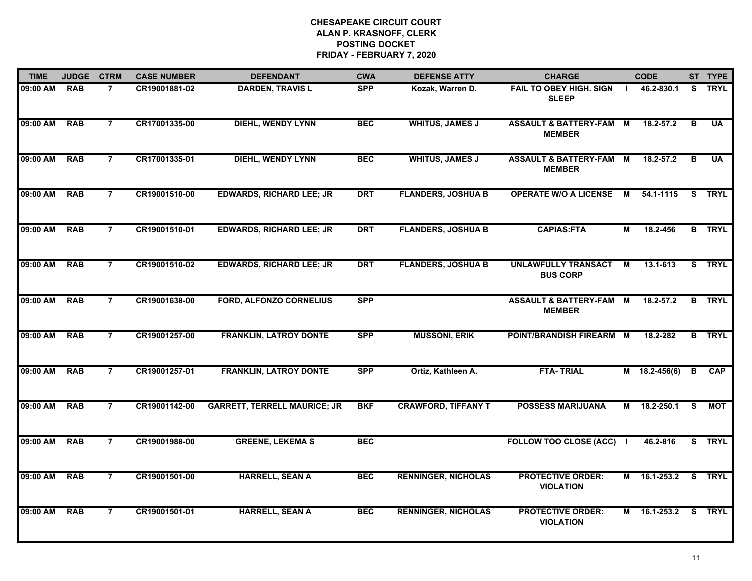# CHESAPEAKE CIRCUIT COURT
## ALAN P. KRASNOFF, CLERK
## POSTING DOCKET
## FRIDAY - FEBRUARY 7, 2020

| TIME | JUDGE | CTRM | CASE NUMBER | DEFENDANT | CWA | DEFENSE ATTY | CHARGE | | CODE | ST | TYPE |
|---|---|---|---|---|---|---|---|---|---|---|---|
| 09:00 AM | RAB | 7 | CR19001881-02 | DARDEN, TRAVIS L | SPP | Kozak, Warren D. | FAIL TO OBEY HIGH. SIGN SLEEP | I | 46.2-830.1 | S | TRYL |
| 09:00 AM | RAB | 7 | CR17001335-00 | DIEHL, WENDY LYNN | BEC | WHITUS, JAMES J | ASSAULT & BATTERY-FAM MEMBER | M | 18.2-57.2 | B | UA |
| 09:00 AM | RAB | 7 | CR17001335-01 | DIEHL, WENDY LYNN | BEC | WHITUS, JAMES J | ASSAULT & BATTERY-FAM MEMBER | M | 18.2-57.2 | B | UA |
| 09:00 AM | RAB | 7 | CR19001510-00 | EDWARDS, RICHARD LEE; JR | DRT | FLANDERS, JOSHUA B | OPERATE W/O A LICENSE | M | 54.1-1115 | S | TRYL |
| 09:00 AM | RAB | 7 | CR19001510-01 | EDWARDS, RICHARD LEE; JR | DRT | FLANDERS, JOSHUA B | CAPIAS:FTA | M | 18.2-456 | B | TRYL |
| 09:00 AM | RAB | 7 | CR19001510-02 | EDWARDS, RICHARD LEE; JR | DRT | FLANDERS, JOSHUA B | UNLAWFULLY TRANSACT BUS CORP | M | 13.1-613 | S | TRYL |
| 09:00 AM | RAB | 7 | CR19001638-00 | FORD, ALFONZO CORNELIUS | SPP | | ASSAULT & BATTERY-FAM MEMBER | M | 18.2-57.2 | B | TRYL |
| 09:00 AM | RAB | 7 | CR19001257-00 | FRANKLIN, LATROY DONTE | SPP | MUSSONI, ERIK | POINT/BRANDISH FIREARM | M | 18.2-282 | B | TRYL |
| 09:00 AM | RAB | 7 | CR19001257-01 | FRANKLIN, LATROY DONTE | SPP | Ortiz, Kathleen A. | FTA- TRIAL | M | 18.2-456(6) | B | CAP |
| 09:00 AM | RAB | 7 | CR19001142-00 | GARRETT, TERRELL MAURICE; JR | BKF | CRAWFORD, TIFFANY T | POSSESS MARIJUANA | M | 18.2-250.1 | S | MOT |
| 09:00 AM | RAB | 7 | CR19001988-00 | GREENE, LEKEMA S | BEC | | FOLLOW TOO CLOSE (ACC) | I | 46.2-816 | S | TRYL |
| 09:00 AM | RAB | 7 | CR19001501-00 | HARRELL, SEAN A | BEC | RENNINGER, NICHOLAS | PROTECTIVE ORDER: VIOLATION | M | 16.1-253.2 | S | TRYL |
| 09:00 AM | RAB | 7 | CR19001501-01 | HARRELL, SEAN A | BEC | RENNINGER, NICHOLAS | PROTECTIVE ORDER: VIOLATION | M | 16.1-253.2 | S | TRYL |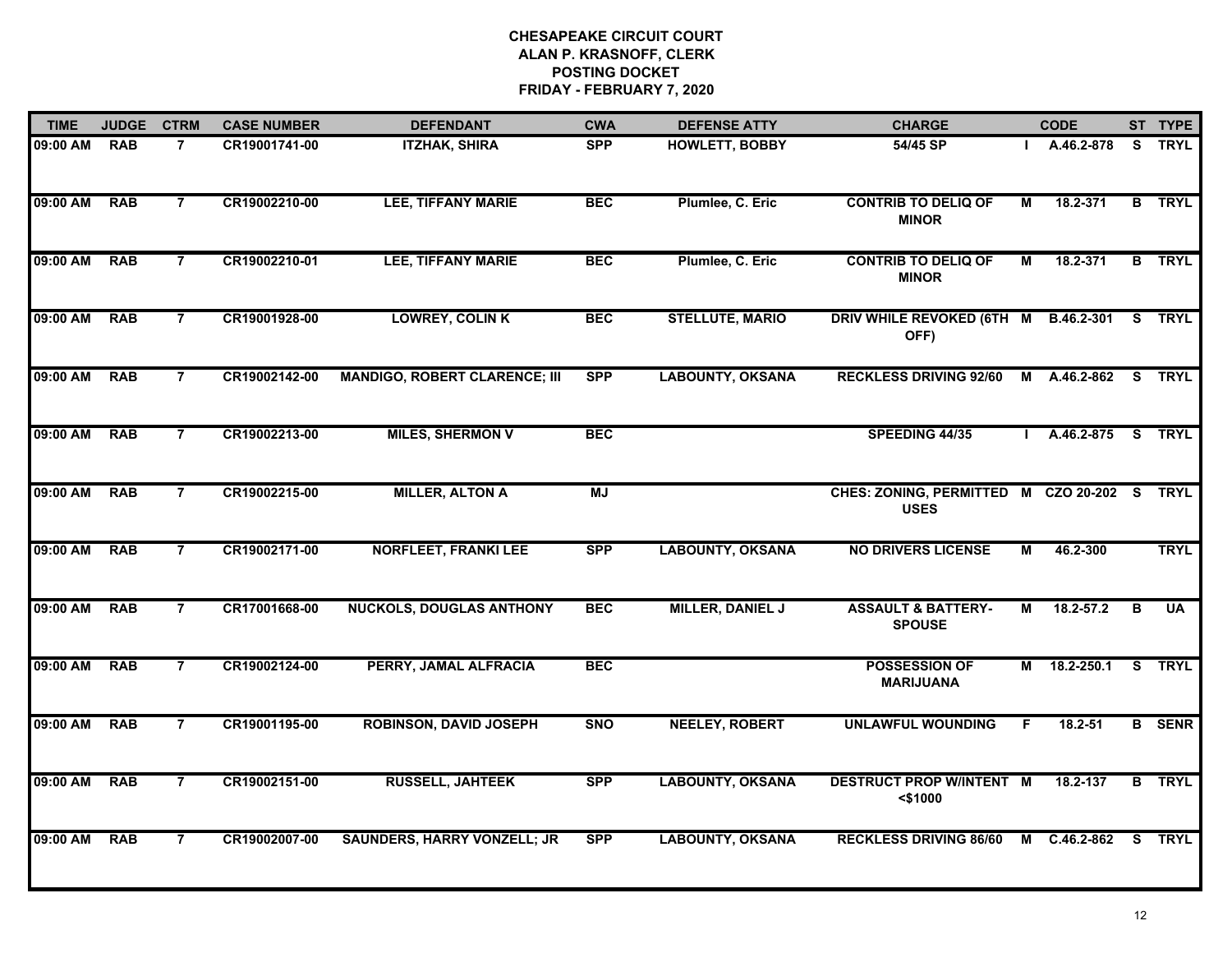# CHESAPEAKE CIRCUIT COURT
## ALAN P. KRASNOFF, CLERK
## POSTING DOCKET
## FRIDAY - FEBRUARY 7, 2020

| TIME | JUDGE | CTRM | CASE NUMBER | DEFENDANT | CWA | DEFENSE ATTY | CHARGE | | CODE | ST | TYPE |
|---|---|---|---|---|---|---|---|---|---|---|---|
| 09:00 AM | RAB | 7 | CR19001741-00 | ITZHAK, SHIRA | SPP | HOWLETT, BOBBY | 54/45 SP | I | A.46.2-878 | S | TRYL |
| 09:00 AM | RAB | 7 | CR19002210-00 | LEE, TIFFANY MARIE | BEC | Plumlee, C. Eric | CONTRIB TO DELIQ OF MINOR | M | 18.2-371 | B | TRYL |
| 09:00 AM | RAB | 7 | CR19002210-01 | LEE, TIFFANY MARIE | BEC | Plumlee, C. Eric | CONTRIB TO DELIQ OF MINOR | M | 18.2-371 | B | TRYL |
| 09:00 AM | RAB | 7 | CR19001928-00 | LOWREY, COLIN K | BEC | STELLUTE, MARIO | DRIV WHILE REVOKED (6TH OFF) | M | B.46.2-301 | S | TRYL |
| 09:00 AM | RAB | 7 | CR19002142-00 | MANDIGO, ROBERT CLARENCE; III | SPP | LABOUNTY, OKSANA | RECKLESS DRIVING 92/60 | M | A.46.2-862 | S | TRYL |
| 09:00 AM | RAB | 7 | CR19002213-00 | MILES, SHERMON V | BEC | | SPEEDING 44/35 | I | A.46.2-875 | S | TRYL |
| 09:00 AM | RAB | 7 | CR19002215-00 | MILLER, ALTON A | MJ | | CHES: ZONING, PERMITTED USES | M | CZO 20-202 | S | TRYL |
| 09:00 AM | RAB | 7 | CR19002171-00 | NORFLEET, FRANKI LEE | SPP | LABOUNTY, OKSANA | NO DRIVERS LICENSE | M | 46.2-300 | | TRYL |
| 09:00 AM | RAB | 7 | CR17001668-00 | NUCKOLS, DOUGLAS ANTHONY | BEC | MILLER, DANIEL J | ASSAULT & BATTERY-SPOUSE | M | 18.2-57.2 | B | UA |
| 09:00 AM | RAB | 7 | CR19002124-00 | PERRY, JAMAL ALFRACIA | BEC | | POSSESSION OF MARIJUANA | M | 18.2-250.1 | S | TRYL |
| 09:00 AM | RAB | 7 | CR19001195-00 | ROBINSON, DAVID JOSEPH | SNO | NEELEY, ROBERT | UNLAWFUL WOUNDING | F | 18.2-51 | B | SENR |
| 09:00 AM | RAB | 7 | CR19002151-00 | RUSSELL, JAHTEEK | SPP | LABOUNTY, OKSANA | DESTRUCT PROP W/INTENT <$1000 | M | 18.2-137 | B | TRYL |
| 09:00 AM | RAB | 7 | CR19002007-00 | SAUNDERS, HARRY VONZELL; JR | SPP | LABOUNTY, OKSANA | RECKLESS DRIVING 86/60 | M | C.46.2-862 | S | TRYL |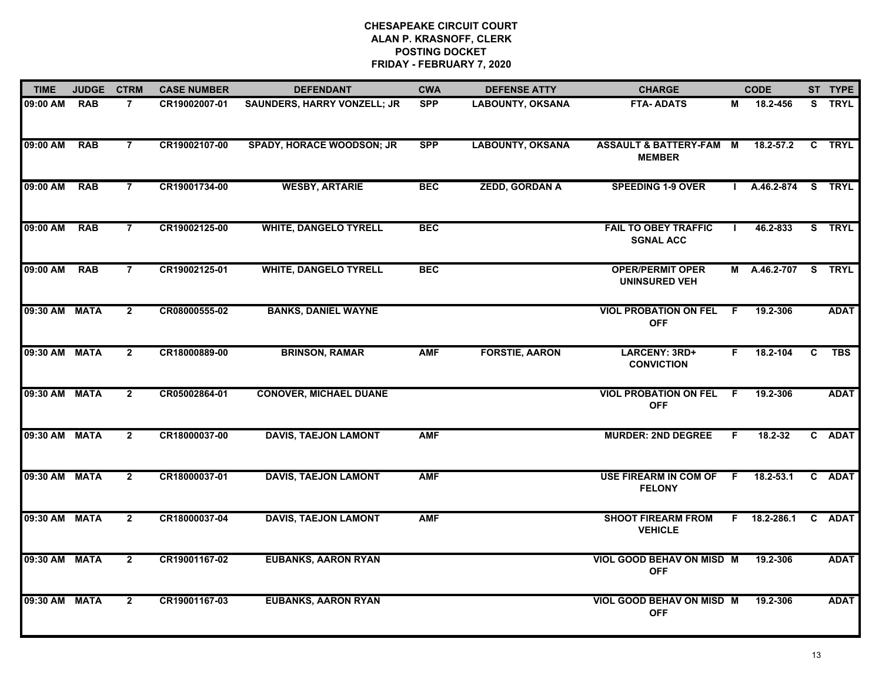# CHESAPEAKE CIRCUIT COURT
## ALAN P. KRASNOFF, CLERK
## POSTING DOCKET
## FRIDAY - FEBRUARY 7, 2020

| TIME | JUDGE | CTRM | CASE NUMBER | DEFENDANT | CWA | DEFENSE ATTY | CHARGE | | CODE | ST | TYPE |
|---|---|---|---|---|---|---|---|---|---|---|---|
| 09:00 AM | RAB | 7 | CR19002007-01 | SAUNDERS, HARRY VONZELL; JR | SPP | LABOUNTY, OKSANA | FTA- ADATS | M | 18.2-456 | S | TRYL |
| 09:00 AM | RAB | 7 | CR19002107-00 | SPADY, HORACE WOODSON; JR | SPP | LABOUNTY, OKSANA | ASSAULT & BATTERY-FAM MEMBER | M | 18.2-57.2 | C | TRYL |
| 09:00 AM | RAB | 7 | CR19001734-00 | WESBY, ARTARIE | BEC | ZEDD, GORDAN A | SPEEDING 1-9 OVER | I | A.46.2-874 | S | TRYL |
| 09:00 AM | RAB | 7 | CR19002125-00 | WHITE, DANGELO TYRELL | BEC | | FAIL TO OBEY TRAFFIC SGNAL ACC | I | 46.2-833 | S | TRYL |
| 09:00 AM | RAB | 7 | CR19002125-01 | WHITE, DANGELO TYRELL | BEC | | OPER/PERMIT OPER UNINSURED VEH | M | A.46.2-707 | S | TRYL |
| 09:30 AM | MATA | 2 | CR08000555-02 | BANKS, DANIEL WAYNE | | | VIOL PROBATION ON FEL OFF | F | 19.2-306 | | ADAT |
| 09:30 AM | MATA | 2 | CR18000889-00 | BRINSON, RAMAR | AMF | FORSTIE, AARON | LARCENY: 3RD+ CONVICTION | F | 18.2-104 | C | TBS |
| 09:30 AM | MATA | 2 | CR05002864-01 | CONOVER, MICHAEL DUANE | | | VIOL PROBATION ON FEL OFF | F | 19.2-306 | | ADAT |
| 09:30 AM | MATA | 2 | CR18000037-00 | DAVIS, TAEJON LAMONT | AMF | | MURDER: 2ND DEGREE | F | 18.2-32 | C | ADAT |
| 09:30 AM | MATA | 2 | CR18000037-01 | DAVIS, TAEJON LAMONT | AMF | | USE FIREARM IN COM OF FELONY | F | 18.2-53.1 | C | ADAT |
| 09:30 AM | MATA | 2 | CR18000037-04 | DAVIS, TAEJON LAMONT | AMF | | SHOOT FIREARM FROM VEHICLE | F | 18.2-286.1 | C | ADAT |
| 09:30 AM | MATA | 2 | CR19001167-02 | EUBANKS, AARON RYAN | | | VIOL GOOD BEHAV ON MISD OFF | M | 19.2-306 | | ADAT |
| 09:30 AM | MATA | 2 | CR19001167-03 | EUBANKS, AARON RYAN | | | VIOL GOOD BEHAV ON MISD OFF | M | 19.2-306 | | ADAT |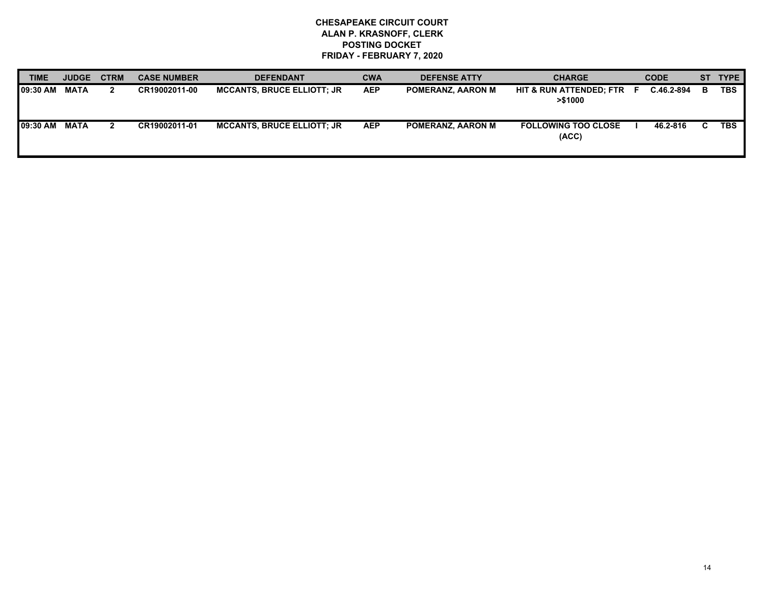**CHESAPEAKE CIRCUIT COURT**
**ALAN P. KRASNOFF, CLERK**
**POSTING DOCKET**
**FRIDAY - FEBRUARY 7, 2020**

| TIME | JUDGE | CTRM | CASE NUMBER | DEFENDANT | CWA | DEFENSE ATTY | CHARGE | | CODE | ST | TYPE |
|---|---|---|---|---|---|---|---|---|---|---|---|
| 09:30 AM | MATA | 2 | CR19002011-00 | MCCANTS, BRUCE ELLIOTT; JR | AEP | POMERANZ, AARON M | HIT & RUN ATTENDED; FTR >$1000 | F | C.46.2-894 | B | TBS |
| 09:30 AM | MATA | 2 | CR19002011-01 | MCCANTS, BRUCE ELLIOTT; JR | AEP | POMERANZ, AARON M | FOLLOWING TOO CLOSE (ACC) | I | 46.2-816 | C | TBS |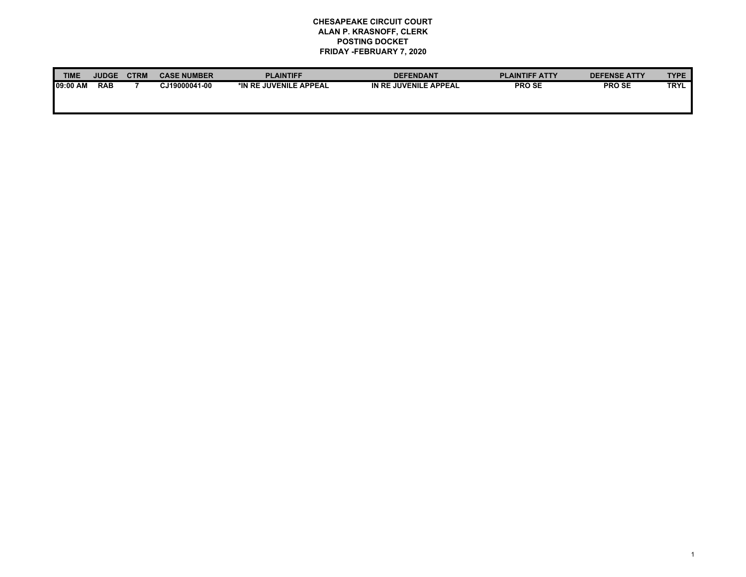**CHESAPEAKE CIRCUIT COURT**
**ALAN P. KRASNOFF, CLERK**
**POSTING DOCKET**
**FRIDAY -FEBRUARY 7, 2020**

| TIME | JUDGE | CTRM | CASE NUMBER | PLAINTIFF | DEFENDANT | PLAINTIFF ATTY | DEFENSE ATTY | TYPE |
|---|---|---|---|---|---|---|---|---|
| 09:00 AM | RAB | 7 | CJ19000041-00 | *IN RE JUVENILE APPEAL | IN RE JUVENILE APPEAL | PRO SE | PRO SE | TRYL |